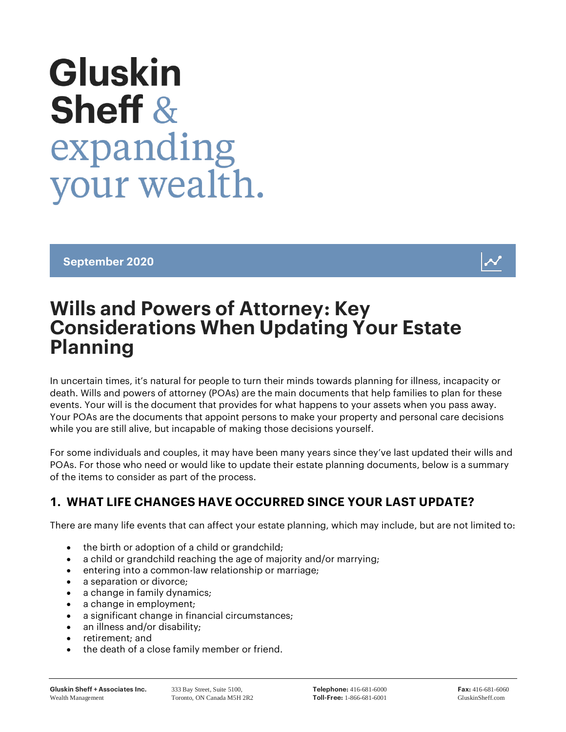# Gluskin Sheff & expanding your wealth.

**September 2020**

# Wills and Powers of Attorney: Key Considerations When Updating Your Estate Planning

In uncertain times, it's natural for people to turn their minds towards planning for illness, incapacity or death. Wills and powers of attorney (POAs) are the main documents that help families to plan for these events. Your will is the document that provides for what happens to your assets when you pass away. Your POAs are the documents that appoint persons to make your property and personal care decisions while you are still alive, but incapable of making those decisions yourself.

For some individuals and couples, it may have been many years since they've last updated their wills and POAs. For those who need or would like to update their estate planning documents, below is a summary of the items to consider as part of the process.

## 1. WHAT LIFE CHANGES HAVE OCCURRED SINCE YOUR LAST UPDATE?

There are many life events that can affect your estate planning, which may include, but are not limited to:

- the birth or adoption of a child or grandchild;
- a child or grandchild reaching the age of majority and/or marrying;
- entering into a common-law relationship or marriage;
- a separation or divorce;
- a change in family dynamics;
- a change in employment;
- a significant change in financial circumstances;
- an illness and/or disability;
- retirement; and
- the death of a close family member or friend.

**Gluskin Sheff + Associates Inc.**
Wealth Management

333 Bay Street, Suite 5100,
Toronto, ON Canada M5H 2R2

**Telephone:** 416-681-6000
**Toll-Free:** 1-866-681-6001

**Fax:** 416-681-6060
GluskinSheff.com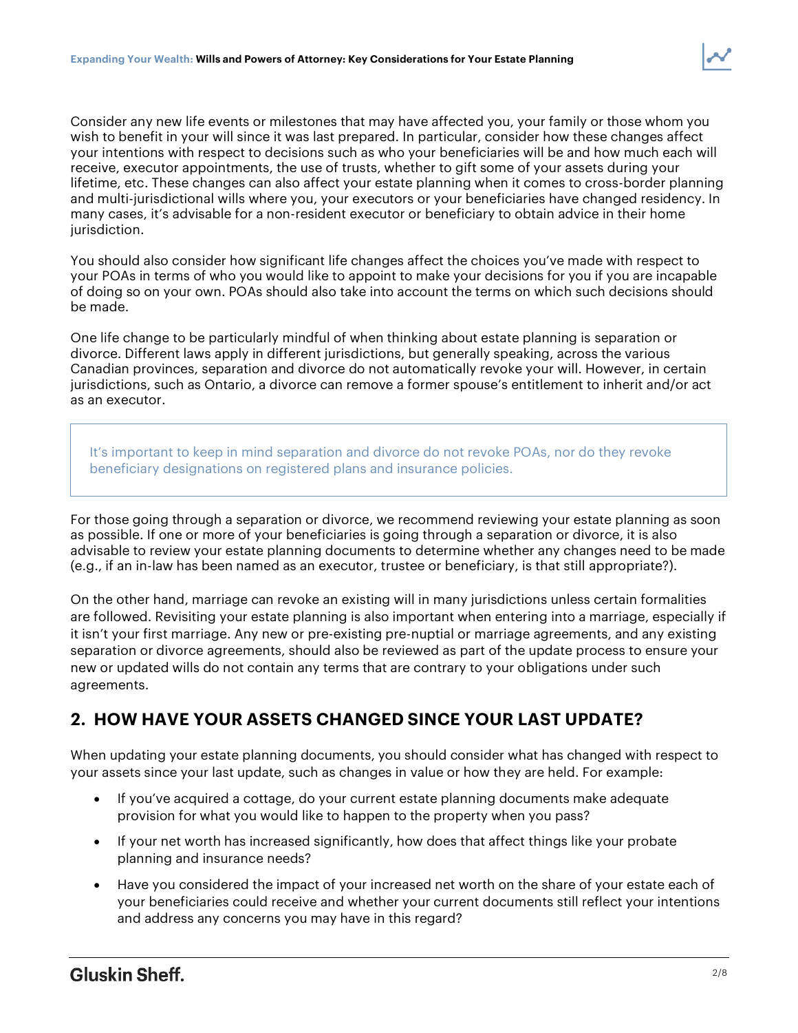Consider any new life events or milestones that may have affected you, your family or those whom you wish to benefit in your will since it was last prepared. In particular, consider how these changes affect your intentions with respect to decisions such as who your beneficiaries will be and how much each will receive, executor appointments, the use of trusts, whether to gift some of your assets during your lifetime, etc. These changes can also affect your estate planning when it comes to cross-border planning and multi-jurisdictional wills where you, your executors or your beneficiaries have changed residency. In many cases, it's advisable for a non-resident executor or beneficiary to obtain advice in their home jurisdiction.

You should also consider how significant life changes affect the choices you've made with respect to your POAs in terms of who you would like to appoint to make your decisions for you if you are incapable of doing so on your own. POAs should also take into account the terms on which such decisions should be made.

One life change to be particularly mindful of when thinking about estate planning is separation or divorce. Different laws apply in different jurisdictions, but generally speaking, across the various Canadian provinces, separation and divorce do not automatically revoke your will. However, in certain jurisdictions, such as Ontario, a divorce can remove a former spouse's entitlement to inherit and/or act as an executor.

> It's important to keep in mind separation and divorce do not revoke POAs, nor do they revoke beneficiary designations on registered plans and insurance policies.

For those going through a separation or divorce, we recommend reviewing your estate planning as soon as possible. If one or more of your beneficiaries is going through a separation or divorce, it is also advisable to review your estate planning documents to determine whether any changes need to be made (e.g., if an in-law has been named as an executor, trustee or beneficiary, is that still appropriate?).

On the other hand, marriage can revoke an existing will in many jurisdictions unless certain formalities are followed. Revisiting your estate planning is also important when entering into a marriage, especially if it isn't your first marriage. Any new or pre-existing pre-nuptial or marriage agreements, and any existing separation or divorce agreements, should also be reviewed as part of the update process to ensure your new or updated wills do not contain any terms that are contrary to your obligations under such agreements.

## 2. HOW HAVE YOUR ASSETS CHANGED SINCE YOUR LAST UPDATE?

When updating your estate planning documents, you should consider what has changed with respect to your assets since your last update, such as changes in value or how they are held. For example:

- If you've acquired a cottage, do your current estate planning documents make adequate provision for what you would like to happen to the property when you pass?
- If your net worth has increased significantly, how does that affect things like your probate planning and insurance needs?
- Have you considered the impact of your increased net worth on the share of your estate each of your beneficiaries could receive and whether your current documents still reflect your intentions and address any concerns you may have in this regard?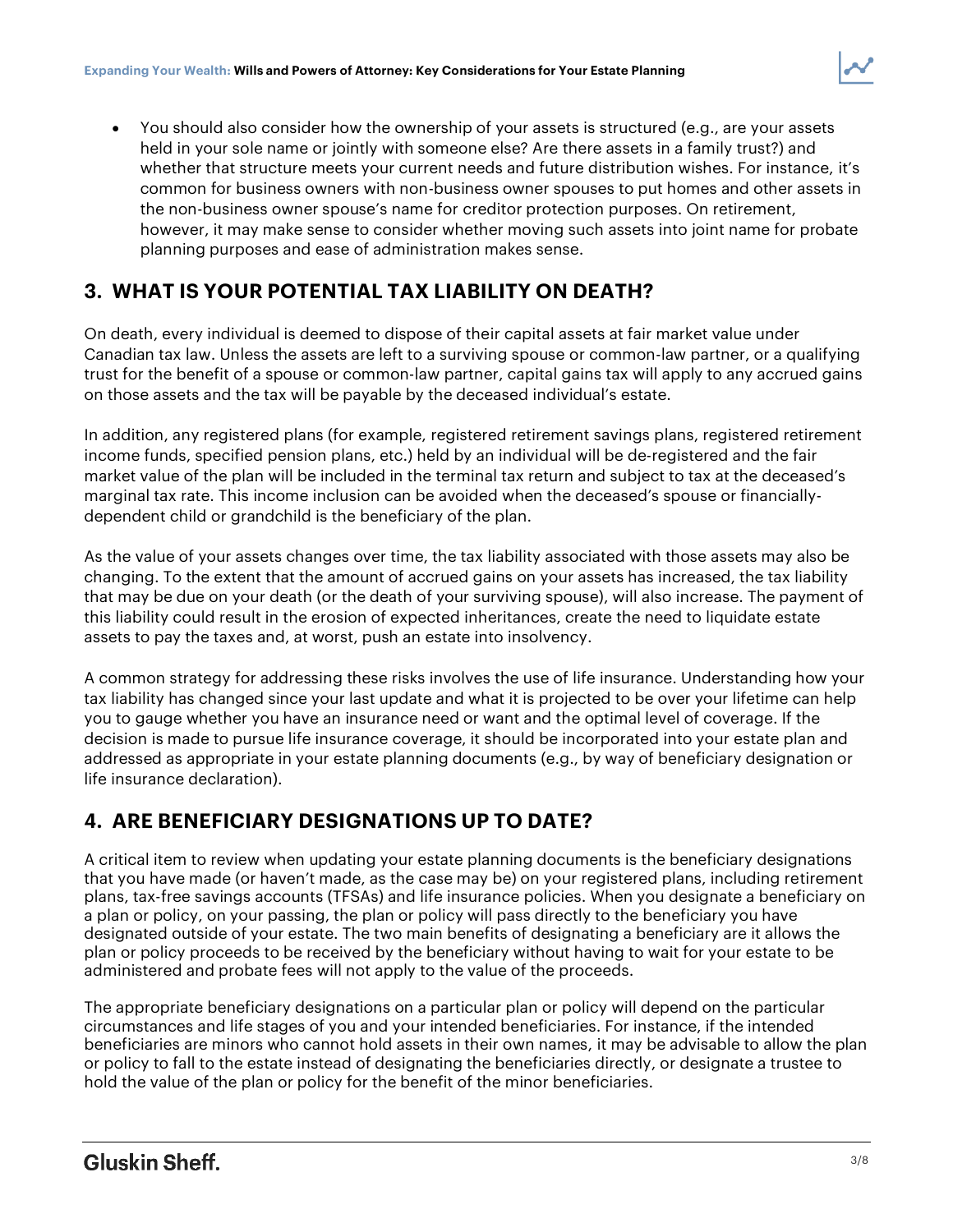- You should also consider how the ownership of your assets is structured (e.g., are your assets held in your sole name or jointly with someone else? Are there assets in a family trust?) and whether that structure meets your current needs and future distribution wishes. For instance, it's common for business owners with non-business owner spouses to put homes and other assets in the non-business owner spouse's name for creditor protection purposes. On retirement, however, it may make sense to consider whether moving such assets into joint name for probate planning purposes and ease of administration makes sense.

## 3. WHAT IS YOUR POTENTIAL TAX LIABILITY ON DEATH?

On death, every individual is deemed to dispose of their capital assets at fair market value under Canadian tax law. Unless the assets are left to a surviving spouse or common-law partner, or a qualifying trust for the benefit of a spouse or common-law partner, capital gains tax will apply to any accrued gains on those assets and the tax will be payable by the deceased individual's estate.

In addition, any registered plans (for example, registered retirement savings plans, registered retirement income funds, specified pension plans, etc.) held by an individual will be de-registered and the fair market value of the plan will be included in the terminal tax return and subject to tax at the deceased's marginal tax rate. This income inclusion can be avoided when the deceased's spouse or financially-dependent child or grandchild is the beneficiary of the plan.

As the value of your assets changes over time, the tax liability associated with those assets may also be changing. To the extent that the amount of accrued gains on your assets has increased, the tax liability that may be due on your death (or the death of your surviving spouse), will also increase. The payment of this liability could result in the erosion of expected inheritances, create the need to liquidate estate assets to pay the taxes and, at worst, push an estate into insolvency.

A common strategy for addressing these risks involves the use of life insurance. Understanding how your tax liability has changed since your last update and what it is projected to be over your lifetime can help you to gauge whether you have an insurance need or want and the optimal level of coverage. If the decision is made to pursue life insurance coverage, it should be incorporated into your estate plan and addressed as appropriate in your estate planning documents (e.g., by way of beneficiary designation or life insurance declaration).

## 4. ARE BENEFICIARY DESIGNATIONS UP TO DATE?

A critical item to review when updating your estate planning documents is the beneficiary designations that you have made (or haven't made, as the case may be) on your registered plans, including retirement plans, tax-free savings accounts (TFSAs) and life insurance policies. When you designate a beneficiary on a plan or policy, on your passing, the plan or policy will pass directly to the beneficiary you have designated outside of your estate. The two main benefits of designating a beneficiary are it allows the plan or policy proceeds to be received by the beneficiary without having to wait for your estate to be administered and probate fees will not apply to the value of the proceeds.

The appropriate beneficiary designations on a particular plan or policy will depend on the particular circumstances and life stages of you and your intended beneficiaries. For instance, if the intended beneficiaries are minors who cannot hold assets in their own names, it may be advisable to allow the plan or policy to fall to the estate instead of designating the beneficiaries directly, or designate a trustee to hold the value of the plan or policy for the benefit of the minor beneficiaries.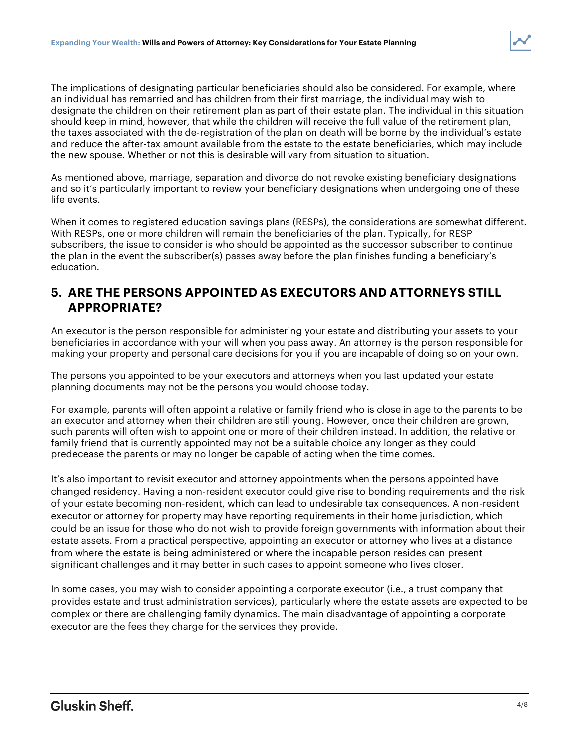The implications of designating particular beneficiaries should also be considered. For example, where an individual has remarried and has children from their first marriage, the individual may wish to designate the children on their retirement plan as part of their estate plan. The individual in this situation should keep in mind, however, that while the children will receive the full value of the retirement plan, the taxes associated with the de-registration of the plan on death will be borne by the individual's estate and reduce the after-tax amount available from the estate to the estate beneficiaries, which may include the new spouse. Whether or not this is desirable will vary from situation to situation.

As mentioned above, marriage, separation and divorce do not revoke existing beneficiary designations and so it's particularly important to review your beneficiary designations when undergoing one of these life events.

When it comes to registered education savings plans (RESPs), the considerations are somewhat different. With RESPs, one or more children will remain the beneficiaries of the plan. Typically, for RESP subscribers, the issue to consider is who should be appointed as the successor subscriber to continue the plan in the event the subscriber(s) passes away before the plan finishes funding a beneficiary's education.

## 5. ARE THE PERSONS APPOINTED AS EXECUTORS AND ATTORNEYS STILL APPROPRIATE?

An executor is the person responsible for administering your estate and distributing your assets to your beneficiaries in accordance with your will when you pass away. An attorney is the person responsible for making your property and personal care decisions for you if you are incapable of doing so on your own.

The persons you appointed to be your executors and attorneys when you last updated your estate planning documents may not be the persons you would choose today.

For example, parents will often appoint a relative or family friend who is close in age to the parents to be an executor and attorney when their children are still young. However, once their children are grown, such parents will often wish to appoint one or more of their children instead. In addition, the relative or family friend that is currently appointed may not be a suitable choice any longer as they could predecease the parents or may no longer be capable of acting when the time comes.

It's also important to revisit executor and attorney appointments when the persons appointed have changed residency. Having a non-resident executor could give rise to bonding requirements and the risk of your estate becoming non-resident, which can lead to undesirable tax consequences. A non-resident executor or attorney for property may have reporting requirements in their home jurisdiction, which could be an issue for those who do not wish to provide foreign governments with information about their estate assets. From a practical perspective, appointing an executor or attorney who lives at a distance from where the estate is being administered or where the incapable person resides can present significant challenges and it may better in such cases to appoint someone who lives closer.

In some cases, you may wish to consider appointing a corporate executor (i.e., a trust company that provides estate and trust administration services), particularly where the estate assets are expected to be complex or there are challenging family dynamics. The main disadvantage of appointing a corporate executor are the fees they charge for the services they provide.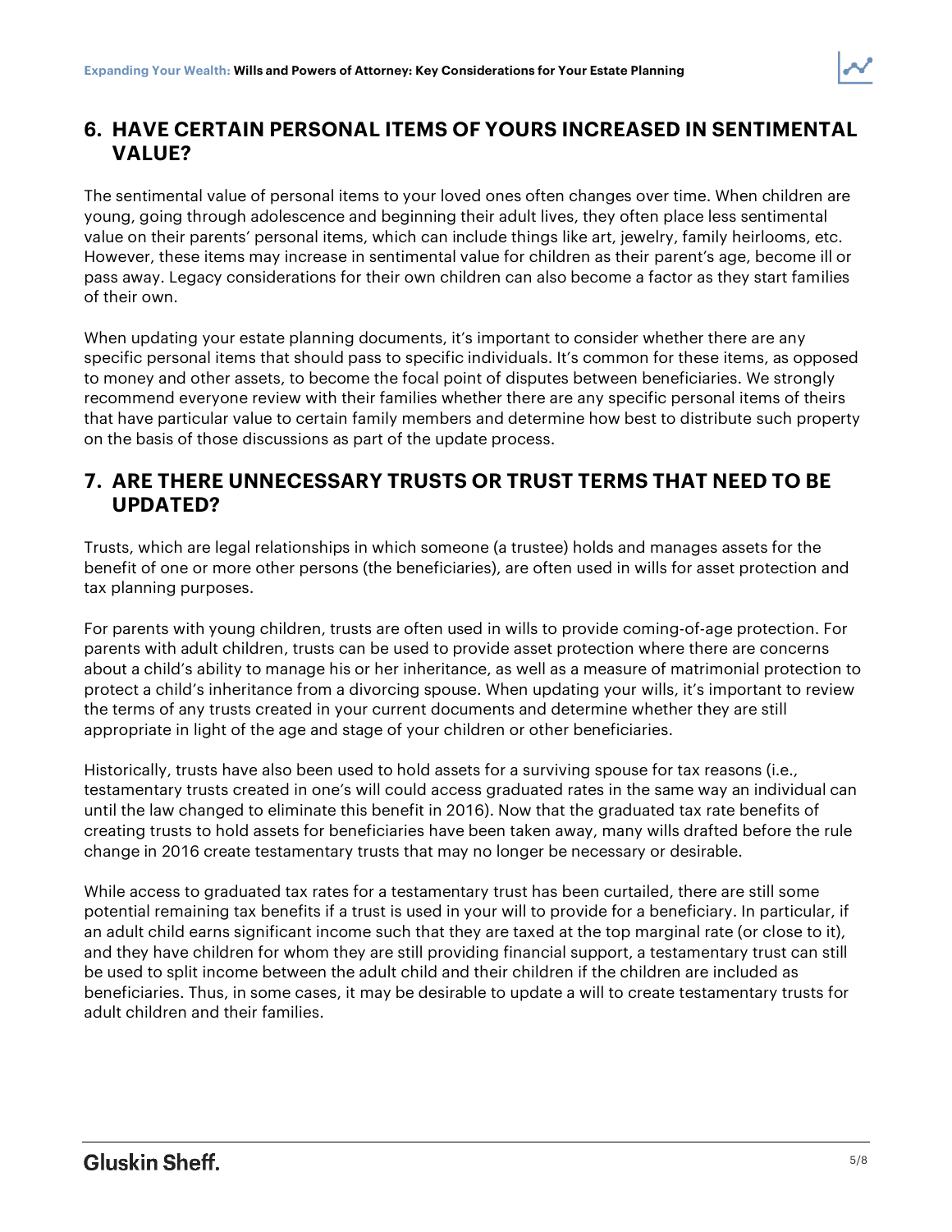## 6. HAVE CERTAIN PERSONAL ITEMS OF YOURS INCREASED IN SENTIMENTAL VALUE?

The sentimental value of personal items to your loved ones often changes over time. When children are young, going through adolescence and beginning their adult lives, they often place less sentimental value on their parents' personal items, which can include things like art, jewelry, family heirlooms, etc. However, these items may increase in sentimental value for children as their parent's age, become ill or pass away. Legacy considerations for their own children can also become a factor as they start families of their own.

When updating your estate planning documents, it's important to consider whether there are any specific personal items that should pass to specific individuals. It's common for these items, as opposed to money and other assets, to become the focal point of disputes between beneficiaries. We strongly recommend everyone review with their families whether there are any specific personal items of theirs that have particular value to certain family members and determine how best to distribute such property on the basis of those discussions as part of the update process.

## 7. ARE THERE UNNECESSARY TRUSTS OR TRUST TERMS THAT NEED TO BE UPDATED?

Trusts, which are legal relationships in which someone (a trustee) holds and manages assets for the benefit of one or more other persons (the beneficiaries), are often used in wills for asset protection and tax planning purposes.

For parents with young children, trusts are often used in wills to provide coming-of-age protection. For parents with adult children, trusts can be used to provide asset protection where there are concerns about a child's ability to manage his or her inheritance, as well as a measure of matrimonial protection to protect a child's inheritance from a divorcing spouse. When updating your wills, it's important to review the terms of any trusts created in your current documents and determine whether they are still appropriate in light of the age and stage of your children or other beneficiaries.

Historically, trusts have also been used to hold assets for a surviving spouse for tax reasons (i.e., testamentary trusts created in one's will could access graduated rates in the same way an individual can until the law changed to eliminate this benefit in 2016). Now that the graduated tax rate benefits of creating trusts to hold assets for beneficiaries have been taken away, many wills drafted before the rule change in 2016 create testamentary trusts that may no longer be necessary or desirable.

While access to graduated tax rates for a testamentary trust has been curtailed, there are still some potential remaining tax benefits if a trust is used in your will to provide for a beneficiary. In particular, if an adult child earns significant income such that they are taxed at the top marginal rate (or close to it), and they have children for whom they are still providing financial support, a testamentary trust can still be used to split income between the adult child and their children if the children are included as beneficiaries. Thus, in some cases, it may be desirable to update a will to create testamentary trusts for adult children and their families.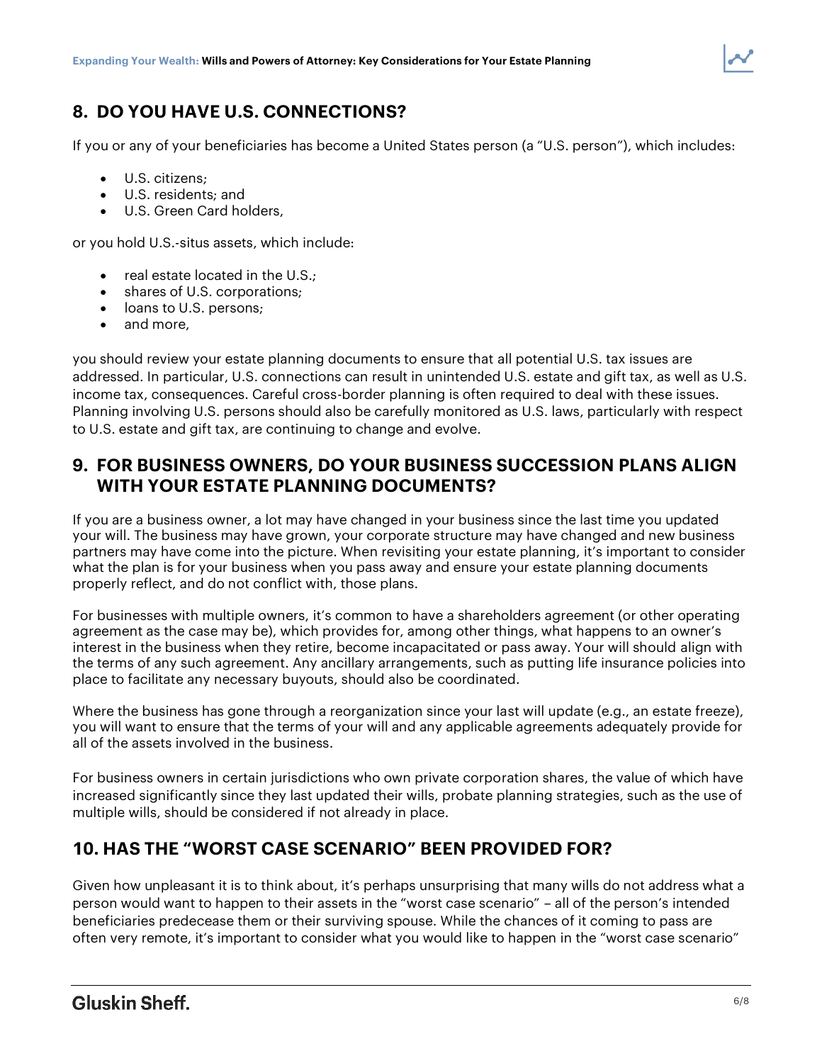## 8. DO YOU HAVE U.S. CONNECTIONS?

If you or any of your beneficiaries has become a United States person (a "U.S. person"), which includes:

- U.S. citizens;
- U.S. residents; and
- U.S. Green Card holders,

or you hold U.S.-situs assets, which include:

- real estate located in the U.S.;
- shares of U.S. corporations;
- loans to U.S. persons;
- and more,

you should review your estate planning documents to ensure that all potential U.S. tax issues are addressed. In particular, U.S. connections can result in unintended U.S. estate and gift tax, as well as U.S. income tax, consequences. Careful cross-border planning is often required to deal with these issues. Planning involving U.S. persons should also be carefully monitored as U.S. laws, particularly with respect to U.S. estate and gift tax, are continuing to change and evolve.

## 9. FOR BUSINESS OWNERS, DO YOUR BUSINESS SUCCESSION PLANS ALIGN WITH YOUR ESTATE PLANNING DOCUMENTS?

If you are a business owner, a lot may have changed in your business since the last time you updated your will. The business may have grown, your corporate structure may have changed and new business partners may have come into the picture. When revisiting your estate planning, it's important to consider what the plan is for your business when you pass away and ensure your estate planning documents properly reflect, and do not conflict with, those plans.

For businesses with multiple owners, it's common to have a shareholders agreement (or other operating agreement as the case may be), which provides for, among other things, what happens to an owner's interest in the business when they retire, become incapacitated or pass away. Your will should align with the terms of any such agreement. Any ancillary arrangements, such as putting life insurance policies into place to facilitate any necessary buyouts, should also be coordinated.

Where the business has gone through a reorganization since your last will update (e.g., an estate freeze), you will want to ensure that the terms of your will and any applicable agreements adequately provide for all of the assets involved in the business.

For business owners in certain jurisdictions who own private corporation shares, the value of which have increased significantly since they last updated their wills, probate planning strategies, such as the use of multiple wills, should be considered if not already in place.

## 10. HAS THE "WORST CASE SCENARIO" BEEN PROVIDED FOR?

Given how unpleasant it is to think about, it's perhaps unsurprising that many wills do not address what a person would want to happen to their assets in the "worst case scenario" – all of the person's intended beneficiaries predecease them or their surviving spouse. While the chances of it coming to pass are often very remote, it's important to consider what you would like to happen in the "worst case scenario"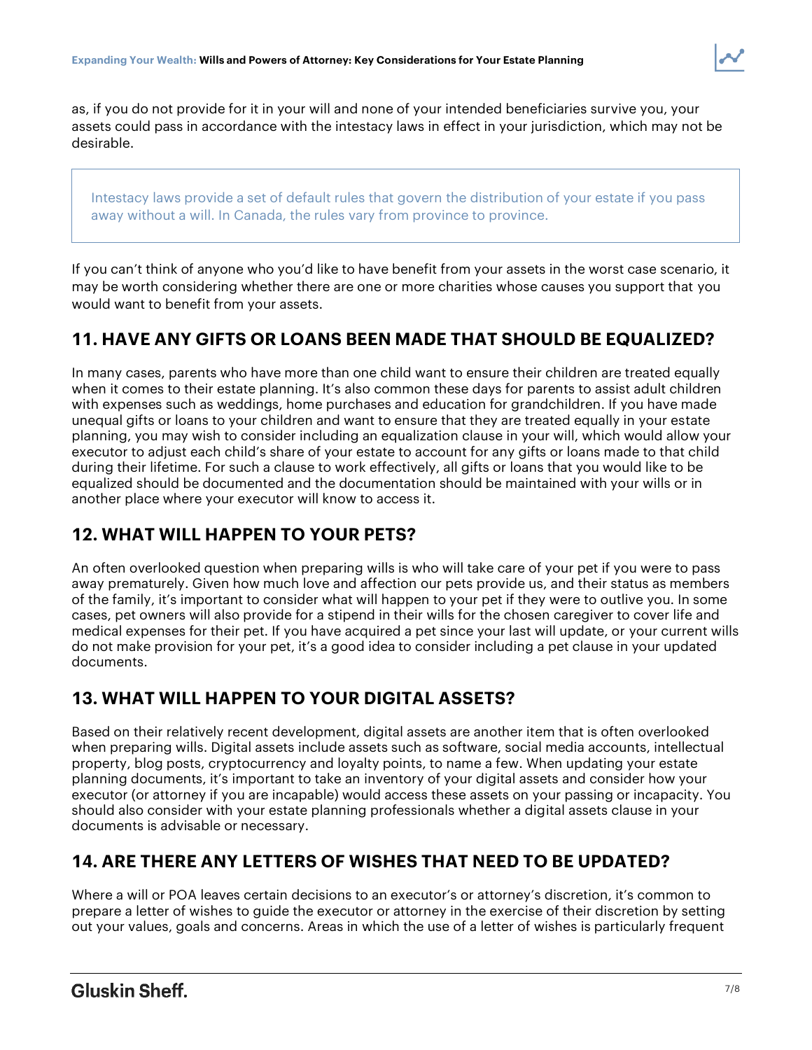as, if you do not provide for it in your will and none of your intended beneficiaries survive you, your assets could pass in accordance with the intestacy laws in effect in your jurisdiction, which may not be desirable.

> Intestacy laws provide a set of default rules that govern the distribution of your estate if you pass away without a will. In Canada, the rules vary from province to province.

If you can't think of anyone who you'd like to have benefit from your assets in the worst case scenario, it may be worth considering whether there are one or more charities whose causes you support that you would want to benefit from your assets.

## 11. HAVE ANY GIFTS OR LOANS BEEN MADE THAT SHOULD BE EQUALIZED?

In many cases, parents who have more than one child want to ensure their children are treated equally when it comes to their estate planning. It's also common these days for parents to assist adult children with expenses such as weddings, home purchases and education for grandchildren. If you have made unequal gifts or loans to your children and want to ensure that they are treated equally in your estate planning, you may wish to consider including an equalization clause in your will, which would allow your executor to adjust each child's share of your estate to account for any gifts or loans made to that child during their lifetime. For such a clause to work effectively, all gifts or loans that you would like to be equalized should be documented and the documentation should be maintained with your wills or in another place where your executor will know to access it.

## 12. WHAT WILL HAPPEN TO YOUR PETS?

An often overlooked question when preparing wills is who will take care of your pet if you were to pass away prematurely. Given how much love and affection our pets provide us, and their status as members of the family, it's important to consider what will happen to your pet if they were to outlive you. In some cases, pet owners will also provide for a stipend in their wills for the chosen caregiver to cover life and medical expenses for their pet. If you have acquired a pet since your last will update, or your current wills do not make provision for your pet, it's a good idea to consider including a pet clause in your updated documents.

## 13. WHAT WILL HAPPEN TO YOUR DIGITAL ASSETS?

Based on their relatively recent development, digital assets are another item that is often overlooked when preparing wills. Digital assets include assets such as software, social media accounts, intellectual property, blog posts, cryptocurrency and loyalty points, to name a few. When updating your estate planning documents, it's important to take an inventory of your digital assets and consider how your executor (or attorney if you are incapable) would access these assets on your passing or incapacity. You should also consider with your estate planning professionals whether a digital assets clause in your documents is advisable or necessary.

## 14. ARE THERE ANY LETTERS OF WISHES THAT NEED TO BE UPDATED?

Where a will or POA leaves certain decisions to an executor's or attorney's discretion, it's common to prepare a letter of wishes to guide the executor or attorney in the exercise of their discretion by setting out your values, goals and concerns. Areas in which the use of a letter of wishes is particularly frequent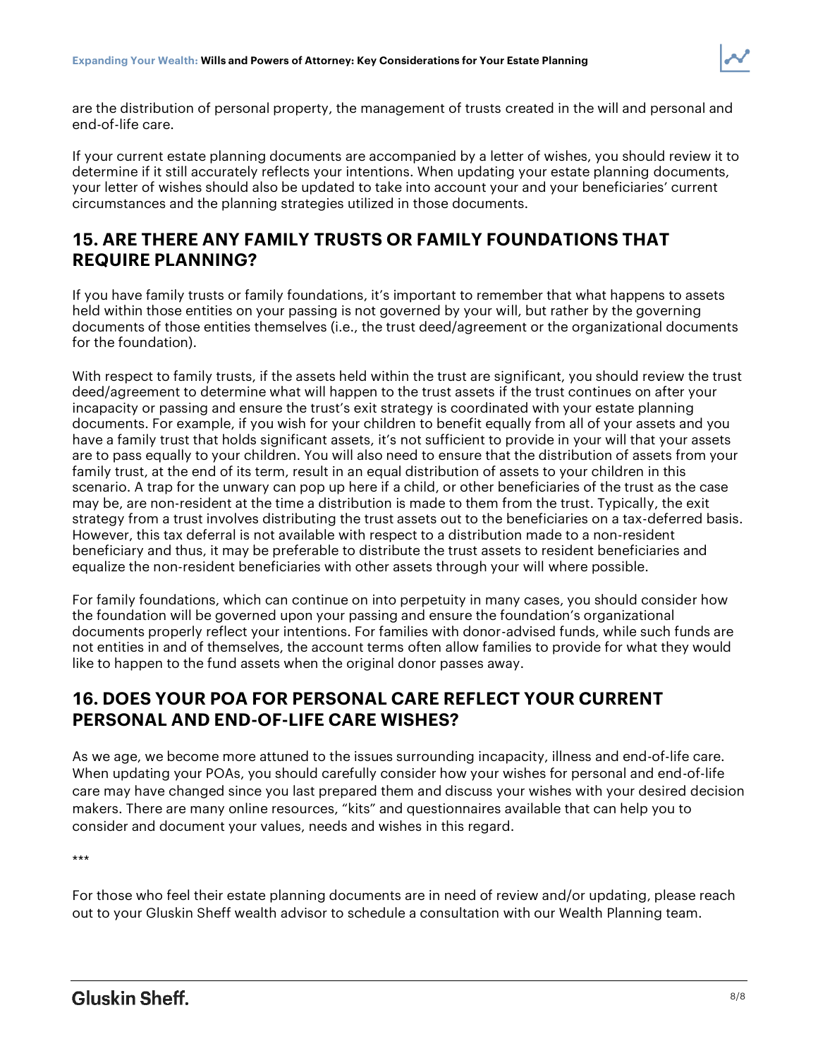are the distribution of personal property, the management of trusts created in the will and personal and end-of-life care.

If your current estate planning documents are accompanied by a letter of wishes, you should review it to determine if it still accurately reflects your intentions. When updating your estate planning documents, your letter of wishes should also be updated to take into account your and your beneficiaries' current circumstances and the planning strategies utilized in those documents.

## 15. ARE THERE ANY FAMILY TRUSTS OR FAMILY FOUNDATIONS THAT REQUIRE PLANNING?

If you have family trusts or family foundations, it's important to remember that what happens to assets held within those entities on your passing is not governed by your will, but rather by the governing documents of those entities themselves (i.e., the trust deed/agreement or the organizational documents for the foundation).

With respect to family trusts, if the assets held within the trust are significant, you should review the trust deed/agreement to determine what will happen to the trust assets if the trust continues on after your incapacity or passing and ensure the trust's exit strategy is coordinated with your estate planning documents. For example, if you wish for your children to benefit equally from all of your assets and you have a family trust that holds significant assets, it's not sufficient to provide in your will that your assets are to pass equally to your children. You will also need to ensure that the distribution of assets from your family trust, at the end of its term, result in an equal distribution of assets to your children in this scenario. A trap for the unwary can pop up here if a child, or other beneficiaries of the trust as the case may be, are non-resident at the time a distribution is made to them from the trust. Typically, the exit strategy from a trust involves distributing the trust assets out to the beneficiaries on a tax-deferred basis. However, this tax deferral is not available with respect to a distribution made to a non-resident beneficiary and thus, it may be preferable to distribute the trust assets to resident beneficiaries and equalize the non-resident beneficiaries with other assets through your will where possible.

For family foundations, which can continue on into perpetuity in many cases, you should consider how the foundation will be governed upon your passing and ensure the foundation's organizational documents properly reflect your intentions. For families with donor-advised funds, while such funds are not entities in and of themselves, the account terms often allow families to provide for what they would like to happen to the fund assets when the original donor passes away.

## 16. DOES YOUR POA FOR PERSONAL CARE REFLECT YOUR CURRENT PERSONAL AND END-OF-LIFE CARE WISHES?

As we age, we become more attuned to the issues surrounding incapacity, illness and end-of-life care. When updating your POAs, you should carefully consider how your wishes for personal and end-of-life care may have changed since you last prepared them and discuss your wishes with your desired decision makers. There are many online resources, "kits" and questionnaires available that can help you to consider and document your values, needs and wishes in this regard.

***

For those who feel their estate planning documents are in need of review and/or updating, please reach out to your Gluskin Sheff wealth advisor to schedule a consultation with our Wealth Planning team.